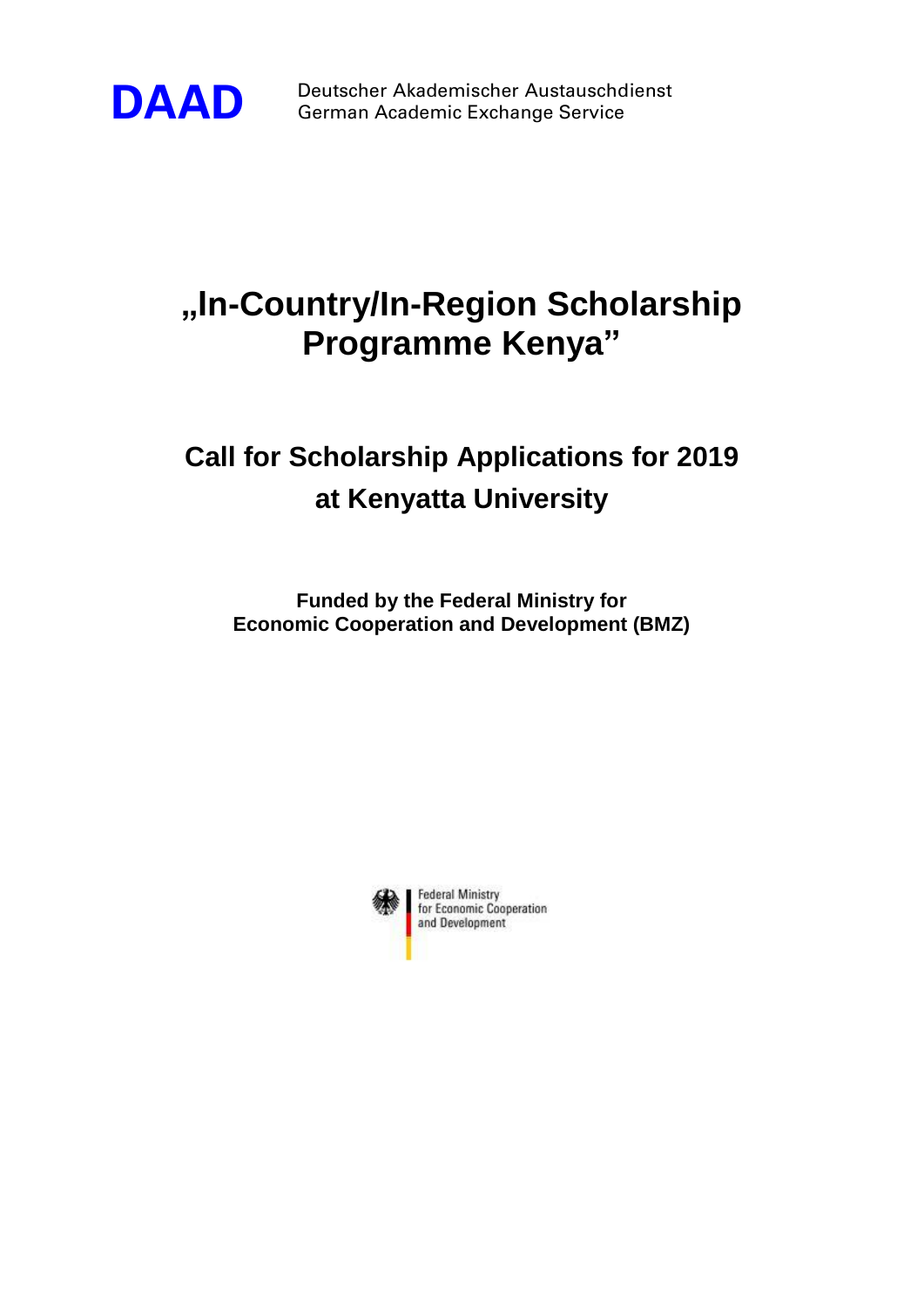**DAAD** Deutscher Akademischer Austauschdienst
German Academic Exchange Service

# „In-Country/In-Region Scholarship Programme Kenya"

## Call for Scholarship Applications for 2019 at Kenyatta University

**Funded by the Federal Ministry for Economic Cooperation and Development (BMZ)**

Federal Ministry
for Economic Cooperation
and Development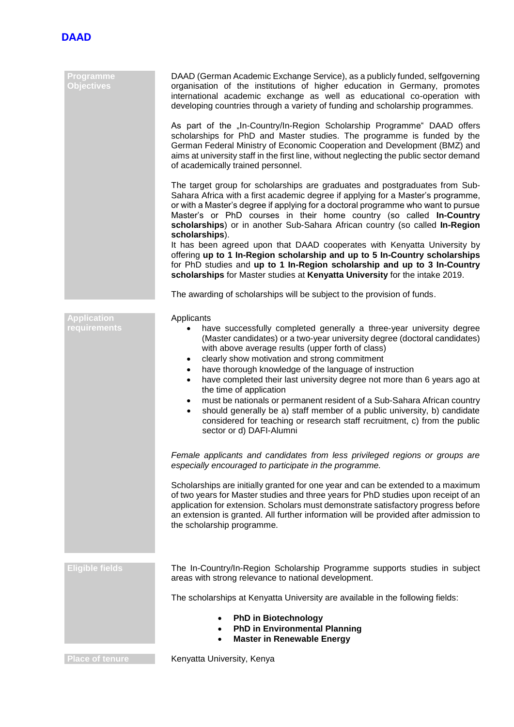**DAAD**

## Programme Objectives

DAAD (German Academic Exchange Service), as a publicly funded, selfgoverning organisation of the institutions of higher education in Germany, promotes international academic exchange as well as educational co-operation with developing countries through a variety of funding and scholarship programmes.

As part of the „In-Country/In-Region Scholarship Programme“ DAAD offers scholarships for PhD and Master studies. The programme is funded by the German Federal Ministry of Economic Cooperation and Development (BMZ) and aims at university staff in the first line, without neglecting the public sector demand of academically trained personnel.

The target group for scholarships are graduates and postgraduates from Sub-Sahara Africa with a first academic degree if applying for a Master's programme, or with a Master's degree if applying for a doctoral programme who want to pursue Master's or PhD courses in their home country (so called **In-Country scholarships**) or in another Sub-Sahara African country (so called **In-Region scholarships**).

It has been agreed upon that DAAD cooperates with Kenyatta University by offering **up to 1 In-Region scholarship and up to 5 In-Country scholarships** for PhD studies and **up to 1 In-Region scholarship and up to 3 In-Country scholarships** for Master studies at **Kenyatta University** for the intake 2019.

The awarding of scholarships will be subject to the provision of funds.

## Application requirements

Applicants

- have successfully completed generally a three-year university degree (Master candidates) or a two-year university degree (doctoral candidates) with above average results (upper forth of class)
- clearly show motivation and strong commitment
- have thorough knowledge of the language of instruction
- have completed their last university degree not more than 6 years ago at the time of application
- must be nationals or permanent resident of a Sub-Sahara African country
- should generally be a) staff member of a public university, b) candidate considered for teaching or research staff recruitment, c) from the public sector or d) DAFI-Alumni

*Female applicants and candidates from less privileged regions or groups are especially encouraged to participate in the programme.*

Scholarships are initially granted for one year and can be extended to a maximum of two years for Master studies and three years for PhD studies upon receipt of an application for extension. Scholars must demonstrate satisfactory progress before an extension is granted. All further information will be provided after admission to the scholarship programme.

## Eligible fields

The In-Country/In-Region Scholarship Programme supports studies in subject areas with strong relevance to national development.

The scholarships at Kenyatta University are available in the following fields:

- **PhD in Biotechnology**
- **PhD in Environmental Planning**
- **Master in Renewable Energy**

## Place of tenure

Kenyatta University, Kenya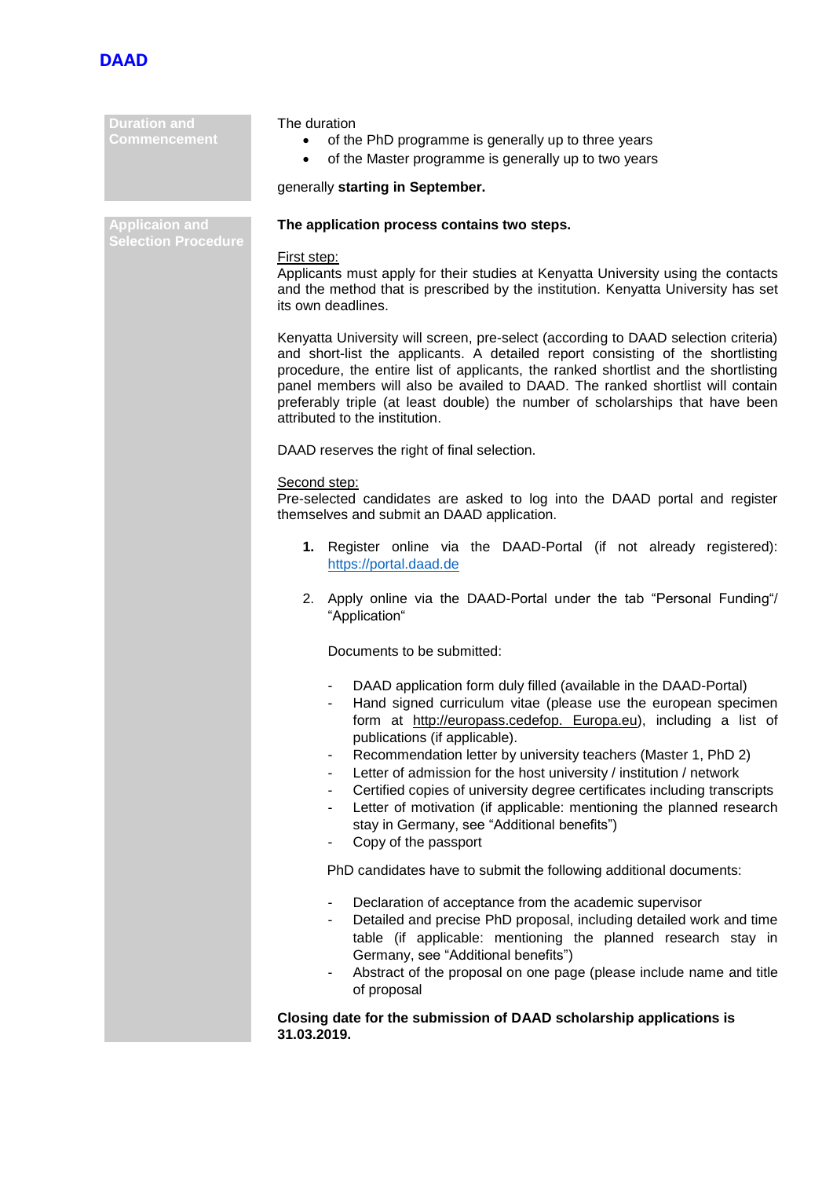## Duration and Commencement

The duration

- of the PhD programme is generally up to three years
- of the Master programme is generally up to two years

generally **starting in September.**

## Applicaion and Selection Procedure

**The application process contains two steps.**

First step:
Applicants must apply for their studies at Kenyatta University using the contacts and the method that is prescribed by the institution. Kenyatta University has set its own deadlines.

Kenyatta University will screen, pre-select (according to DAAD selection criteria) and short-list the applicants. A detailed report consisting of the shortlisting procedure, the entire list of applicants, the ranked shortlist and the shortlisting panel members will also be availed to DAAD. The ranked shortlist will contain preferably triple (at least double) the number of scholarships that have been attributed to the institution.

DAAD reserves the right of final selection.

Second step:
Pre-selected candidates are asked to log into the DAAD portal and register themselves and submit an DAAD application.

1. Register online via the DAAD-Portal (if not already registered): https://portal.daad.de

2. Apply online via the DAAD-Portal under the tab "Personal Funding"/ "Application"

   Documents to be submitted:

   - DAAD application form duly filled (available in the DAAD-Portal)
   - Hand signed curriculum vitae (please use the european specimen form at http://europass.cedefop. Europa.eu), including a list of publications (if applicable).
   - Recommendation letter by university teachers (Master 1, PhD 2)
   - Letter of admission for the host university / institution / network
   - Certified copies of university degree certificates including transcripts
   - Letter of motivation (if applicable: mentioning the planned research stay in Germany, see "Additional benefits")
   - Copy of the passport

   PhD candidates have to submit the following additional documents:

   - Declaration of acceptance from the academic supervisor
   - Detailed and precise PhD proposal, including detailed work and time table (if applicable: mentioning the planned research stay in Germany, see "Additional benefits")
   - Abstract of the proposal on one page (please include name and title of proposal

**Closing date for the submission of DAAD scholarship applications is 31.03.2019.**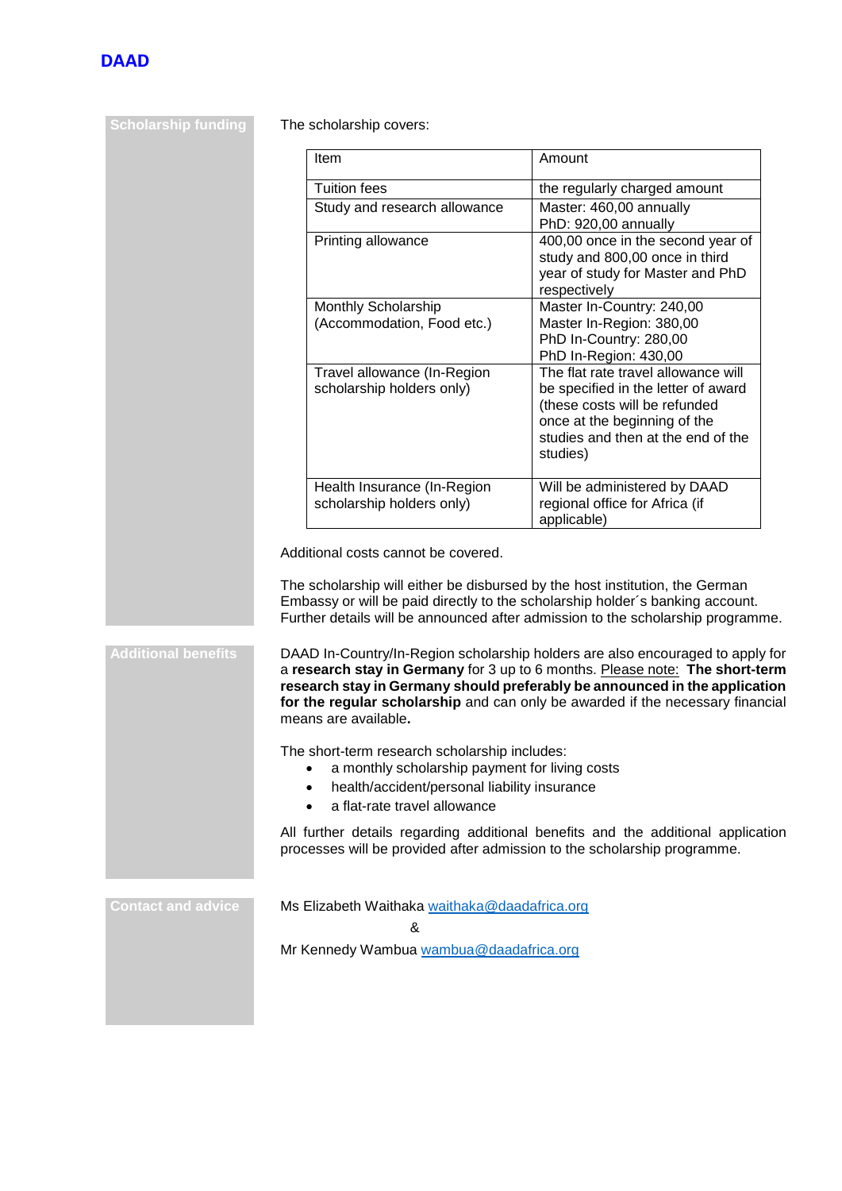**DAAD**

## Scholarship funding

The scholarship covers:

| Item | Amount |
|---|---|
| Tuition fees | the regularly charged amount |
| Study and research allowance | Master: 460,00 annually<br>PhD: 920,00 annually |
| Printing allowance | 400,00 once in the second year of study and 800,00 once in third year of study for Master and PhD respectively |
| Monthly Scholarship (Accommodation, Food etc.) | Master In-Country: 240,00<br>Master In-Region: 380,00<br>PhD In-Country: 280,00<br>PhD In-Region: 430,00 |
| Travel allowance (In-Region scholarship holders only) | The flat rate travel allowance will be specified in the letter of award (these costs will be refunded once at the beginning of the studies and then at the end of the studies) |
| Health Insurance (In-Region scholarship holders only) | Will be administered by DAAD regional office for Africa (if applicable) |

Additional costs cannot be covered.

The scholarship will either be disbursed by the host institution, the German Embassy or will be paid directly to the scholarship holder´s banking account. Further details will be announced after admission to the scholarship programme.

## Additional benefits

DAAD In-Country/In-Region scholarship holders are also encouraged to apply for a **research stay in Germany** for 3 up to 6 months. Please note: **The short-term research stay in Germany should preferably be announced in the application for the regular scholarship** and can only be awarded if the necessary financial means are available**.**

The short-term research scholarship includes:

- a monthly scholarship payment for living costs
- health/accident/personal liability insurance
- a flat-rate travel allowance

All further details regarding additional benefits and the additional application processes will be provided after admission to the scholarship programme.

## Contact and advice

Ms Elizabeth Waithaka waithaka@daadafrica.org

&

Mr Kennedy Wambua wambua@daadafrica.org